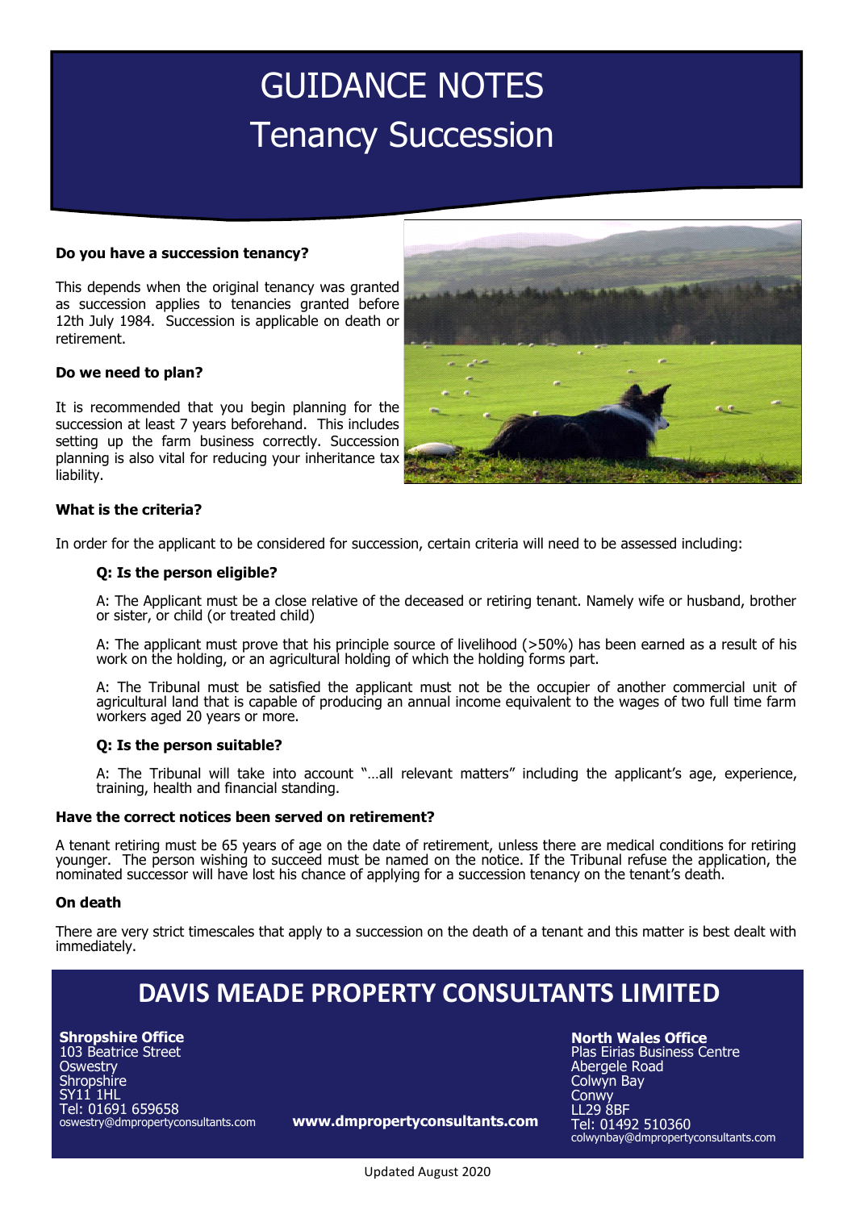# GUIDANCE NOTES
# Tenancy Succession

**Do you have a succession tenancy?**

This depends when the original tenancy was granted as succession applies to tenancies granted before 12th July 1984. Succession is applicable on death or retirement.

**Do we need to plan?**

It is recommended that you begin planning for the succession at least 7 years beforehand. This includes setting up the farm business correctly. Succession planning is also vital for reducing your inheritance tax liability.

**What is the criteria?**

In order for the applicant to be considered for succession, certain criteria will need to be assessed including:

**Q: Is the person eligible?**

A: The Applicant must be a close relative of the deceased or retiring tenant. Namely wife or husband, brother or sister, or child (or treated child)

A: The applicant must prove that his principle source of livelihood (>50%) has been earned as a result of his work on the holding, or an agricultural holding of which the holding forms part.

A: The Tribunal must be satisfied the applicant must not be the occupier of another commercial unit of agricultural land that is capable of producing an annual income equivalent to the wages of two full time farm workers aged 20 years or more.

**Q: Is the person suitable?**

A: The Tribunal will take into account "…all relevant matters" including the applicant's age, experience, training, health and financial standing.

**Have the correct notices been served on retirement?**

A tenant retiring must be 65 years of age on the date of retirement, unless there are medical conditions for retiring younger. The person wishing to succeed must be named on the notice. If the Tribunal refuse the application, the nominated successor will have lost his chance of applying for a succession tenancy on the tenant's death.

**On death**

There are very strict timescales that apply to a succession on the death of a tenant and this matter is best dealt with immediately.

## DAVIS MEADE PROPERTY CONSULTANTS LIMITED

**Shropshire Office**
103 Beatrice Street
Oswestry
Shropshire
SY11 1HL
Tel: 01691 659658
oswestry@dmpropertyconsultants.com

**www.dmpropertyconsultants.com**

**North Wales Office**
Plas Eirias Business Centre
Abergele Road
Colwyn Bay
Conwy
LL29 8BF
Tel: 01492 510360
colwynbay@dmpropertyconsultants.com

Updated August 2020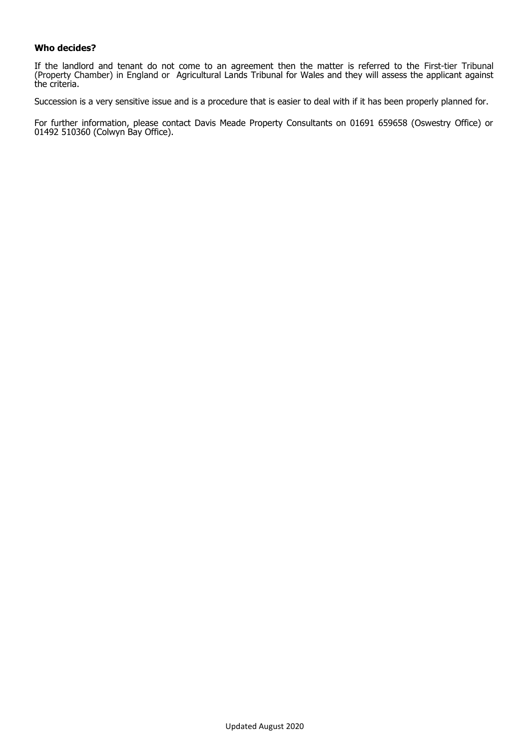**Who decides?**

If the landlord and tenant do not come to an agreement then the matter is referred to the First-tier Tribunal (Property Chamber) in England or Agricultural Lands Tribunal for Wales and they will assess the applicant against the criteria.

Succession is a very sensitive issue and is a procedure that is easier to deal with if it has been properly planned for.

For further information, please contact Davis Meade Property Consultants on 01691 659658 (Oswestry Office) or 01492 510360 (Colwyn Bay Office).

Updated August 2020